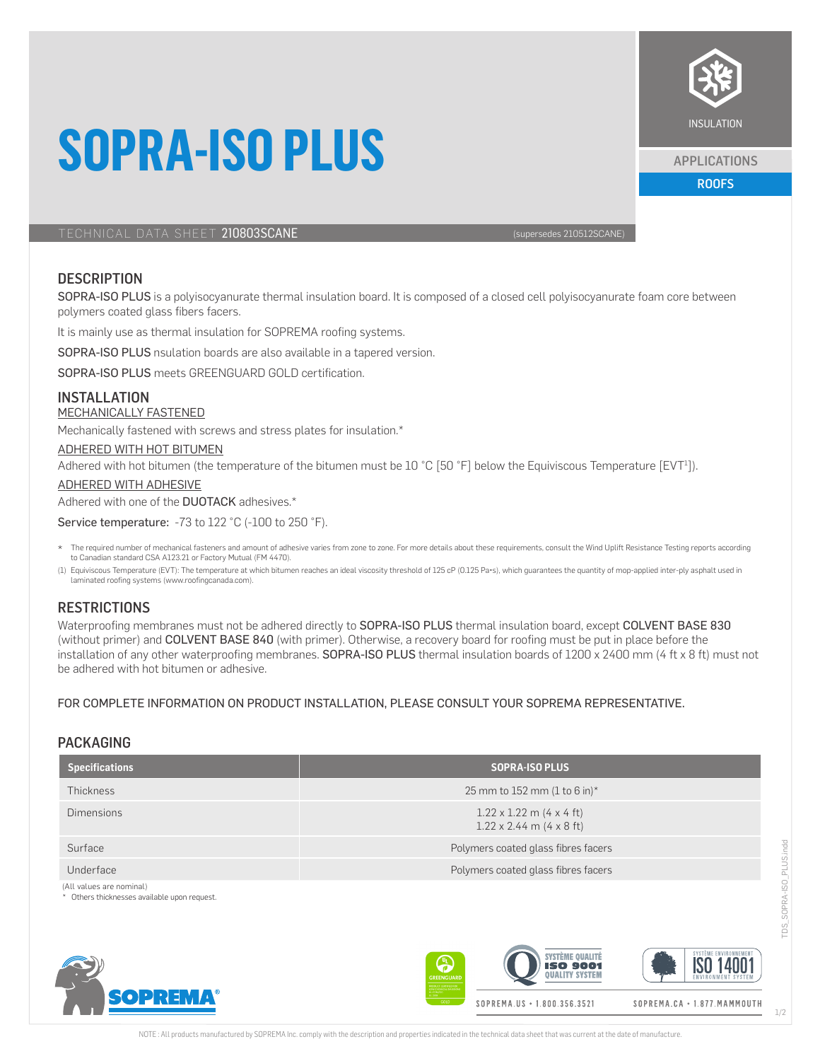# SOPRA-ISO PLUS

INSULATION

APPLICATIONS

ROOFS

TECHNICAL DATA SHEET **210803SCANE** (supersedes 210512SCANE)

## DESCRIPTION

SOPRA-ISO PLUS is a polyisocyanurate thermal insulation board. It is composed of a closed cell polyisocyanurate foam core between polymers coated glass fibers facers.

It is mainly use as thermal insulation for SOPREMA roofing systems.

SOPRA-ISO PLUS nsulation boards are also available in a tapered version.

SOPRA-ISO PLUS meets GREENGUARD GOLD certification.

## INSTALLATION

MECHANICALLY FASTENED

Mechanically fastened with screws and stress plates for insulation.*

ADHERED WITH HOT BITUMEN

Adhered with hot bitumen (the temperature of the bitumen must be 10 °C [50 °F] below the Equiviscous Temperature [EVT[1]]).

ADHERED WITH ADHESIVE

Adhered with one of the DUOTACK adhesives.*

Service temperature: -73 to 122 °C (-100 to 250 °F).

\* The required number of mechanical fasteners and amount of adhesive varies from zone to zone. For more details about these requirements, consult the Wind Uplift Resistance Testing reports according to Canadian standard CSA A123.21 or Factory Mutual (FM 4470).

(1) Equiviscous Temperature (EVT): The temperature at which bitumen reaches an ideal viscosity threshold of 125 cP (0.125 Pa•s), which guarantees the quantity of mop-applied inter-ply asphalt used in laminated roofing systems (www.roofingcanada.com).

## RESTRICTIONS

Waterproofing membranes must not be adhered directly to SOPRA-ISO PLUS thermal insulation board, except COLVENT BASE 830 (without primer) and COLVENT BASE 840 (with primer). Otherwise, a recovery board for roofing must be put in place before the installation of any other waterproofing membranes. SOPRA-ISO PLUS thermal insulation boards of 1200 x 2400 mm (4 ft x 8 ft) must not be adhered with hot bitumen or adhesive.

FOR COMPLETE INFORMATION ON PRODUCT INSTALLATION, PLEASE CONSULT YOUR SOPREMA REPRESENTATIVE.

## PACKAGING

| Specifications | SOPRA-ISO PLUS |
|---|---|
| Thickness | 25 mm to 152 mm (1 to 6 in)* |
| Dimensions | 1.22 x 1.22 m (4 x 4 ft)<br>1.22 x 2.44 m (4 x 8 ft) |
| Surface | Polymers coated glass fibres facers |
| Underface | Polymers coated glass fibres facers |

(All values are nominal)

\* Others thicknesses available upon request.

SOPREMA.US • 1.800.356.3521 SOPREMA.CA • 1.877.MAMMOUTH

NOTE : All products manufactured by SOPREMA Inc. comply with the description and properties indicated in the technical data sheet that was current at the date of manufacture.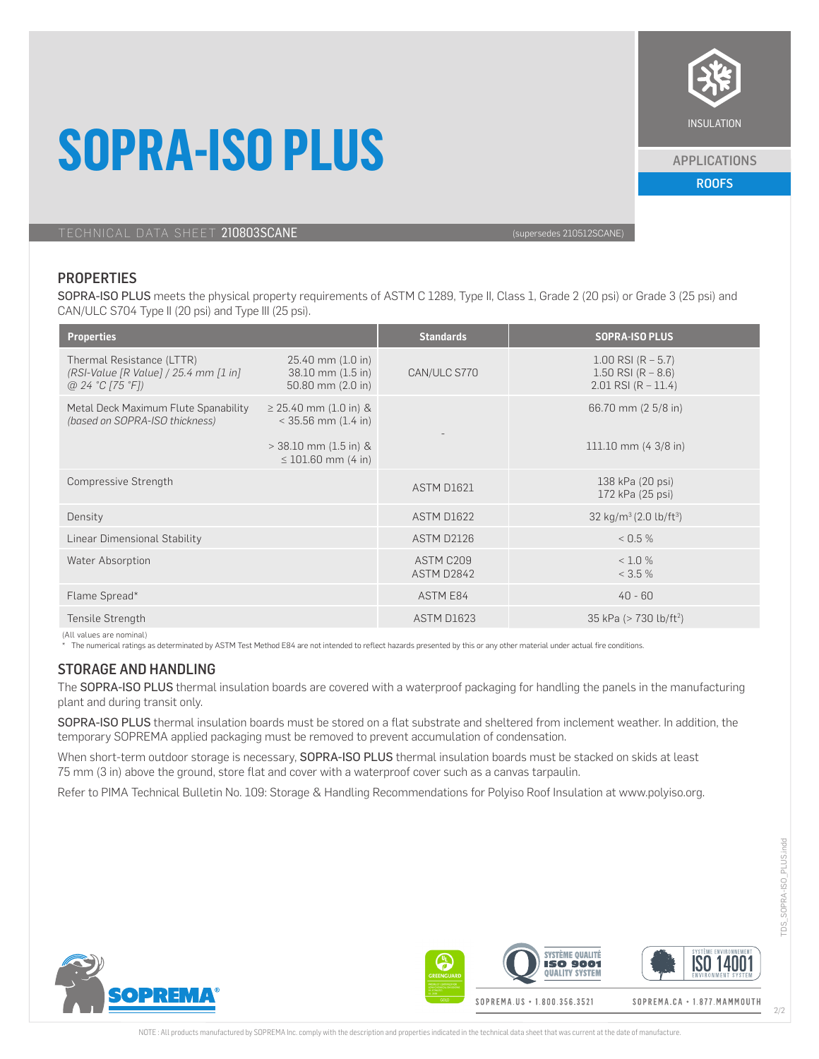# SOPRA-ISO PLUS

INSULATION

APPLICATIONS

ROOFS

TECHNICAL DATA SHEET **210803SCANE** (supersedes 210512SCANE)

## PROPERTIES

SOPRA-ISO PLUS meets the physical property requirements of ASTM C 1289, Type II, Class 1, Grade 2 (20 psi) or Grade 3 (25 psi) and CAN/ULC S704 Type II (20 psi) and Type III (25 psi).

| Properties | | Standards | SOPRA-ISO PLUS |
|---|---|---|---|
| Thermal Resistance (LTTR) *(RSI-Value [R Value] / 25.4 mm [1 in] @ 24 °C [75 °F])* | 25.40 mm (1.0 in)<br>38.10 mm (1.5 in)<br>50.80 mm (2.0 in) | CAN/ULC S770 | 1.00 RSI (R – 5.7)<br>1.50 RSI (R – 8.6)<br>2.01 RSI (R – 11.4) |
| Metal Deck Maximum Flute Spanability *(based on SOPRA-ISO thickness)* | ≥ 25.40 mm (1.0 in) & < 35.56 mm (1.4 in) | - | 66.70 mm (2 5/8 in) |
| | > 38.10 mm (1.5 in) & ≤ 101.60 mm (4 in) | | 111.10 mm (4 3/8 in) |
| Compressive Strength | | ASTM D1621 | 138 kPa (20 psi)<br>172 kPa (25 psi) |
| Density | | ASTM D1622 | 32 kg/m³ (2.0 lb/ft³) |
| Linear Dimensional Stability | | ASTM D2126 | < 0.5 % |
| Water Absorption | | ASTM C209<br>ASTM D2842 | < 1.0 %<br>< 3.5 % |
| Flame Spread* | | ASTM E84 | 40 - 60 |
| Tensile Strength | | ASTM D1623 | 35 kPa (> 730 lb/ft²) |

(All values are nominal)

\* The numerical ratings as determinated by ASTM Test Method E84 are not intended to reflect hazards presented by this or any other material under actual fire conditions.

## STORAGE AND HANDLING

The SOPRA-ISO PLUS thermal insulation boards are covered with a waterproof packaging for handling the panels in the manufacturing plant and during transit only.

SOPRA-ISO PLUS thermal insulation boards must be stored on a flat substrate and sheltered from inclement weather. In addition, the temporary SOPREMA applied packaging must be removed to prevent accumulation of condensation.

When short-term outdoor storage is necessary, SOPRA-ISO PLUS thermal insulation boards must be stacked on skids at least 75 mm (3 in) above the ground, store flat and cover with a waterproof cover such as a canvas tarpaulin.

Refer to PIMA Technical Bulletin No. 109: Storage & Handling Recommendations for Polyiso Roof Insulation at www.polyiso.org.

SOPREMA.US • 1.800.356.3521 SOPREMA.CA • 1.877.MAMMOUTH

NOTE : All products manufactured by SOPREMA Inc. comply with the description and properties indicated in the technical data sheet that was current at the date of manufacture.